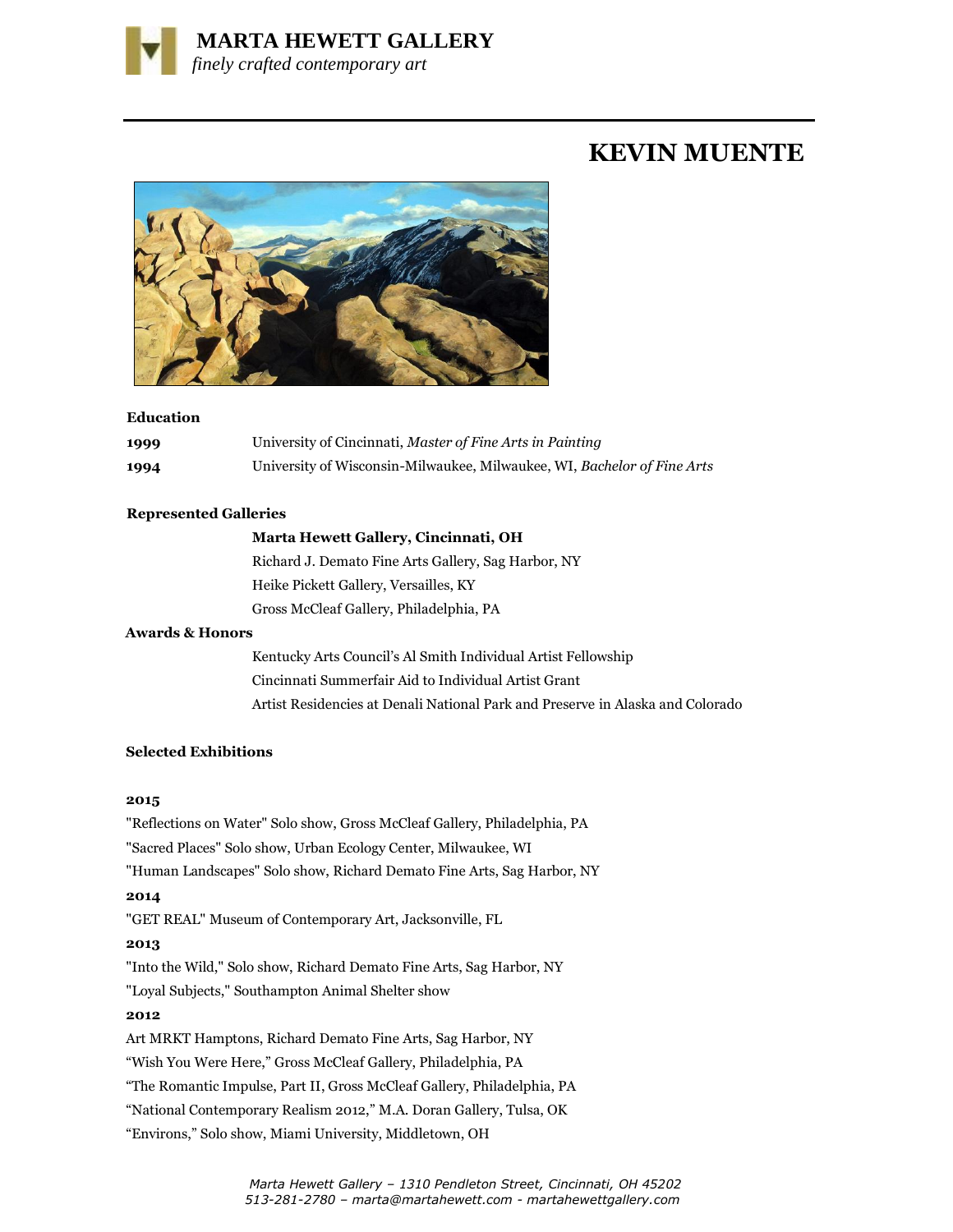**MARTA HEWETT GALLERY**
*finely crafted contemporary art*

# KEVIN MUENTE

### Education

| | |
|---|---|
| **1999** | University of Cincinnati, *Master of Fine Arts in Painting* |
| **1994** | University of Wisconsin-Milwaukee, Milwaukee, WI, *Bachelor of Fine Arts* |

### Represented Galleries

**Marta Hewett Gallery, Cincinnati, OH**
Richard J. Demato Fine Arts Gallery, Sag Harbor, NY
Heike Pickett Gallery, Versailles, KY
Gross McCleaf Gallery, Philadelphia, PA

### Awards & Honors

Kentucky Arts Council's Al Smith Individual Artist Fellowship
Cincinnati Summerfair Aid to Individual Artist Grant
Artist Residencies at Denali National Park and Preserve in Alaska and Colorado

### Selected Exhibitions

**2015**

"Reflections on Water" Solo show, Gross McCleaf Gallery, Philadelphia, PA
"Sacred Places" Solo show, Urban Ecology Center, Milwaukee, WI
"Human Landscapes" Solo show, Richard Demato Fine Arts, Sag Harbor, NY

**2014**

"GET REAL" Museum of Contemporary Art, Jacksonville, FL

**2013**

"Into the Wild," Solo show, Richard Demato Fine Arts, Sag Harbor, NY
"Loyal Subjects," Southampton Animal Shelter show

**2012**

Art MRKT Hamptons, Richard Demato Fine Arts, Sag Harbor, NY
"Wish You Were Here," Gross McCleaf Gallery, Philadelphia, PA
"The Romantic Impulse, Part II, Gross McCleaf Gallery, Philadelphia, PA
"National Contemporary Realism 2012," M.A. Doran Gallery, Tulsa, OK
"Environs," Solo show, Miami University, Middletown, OH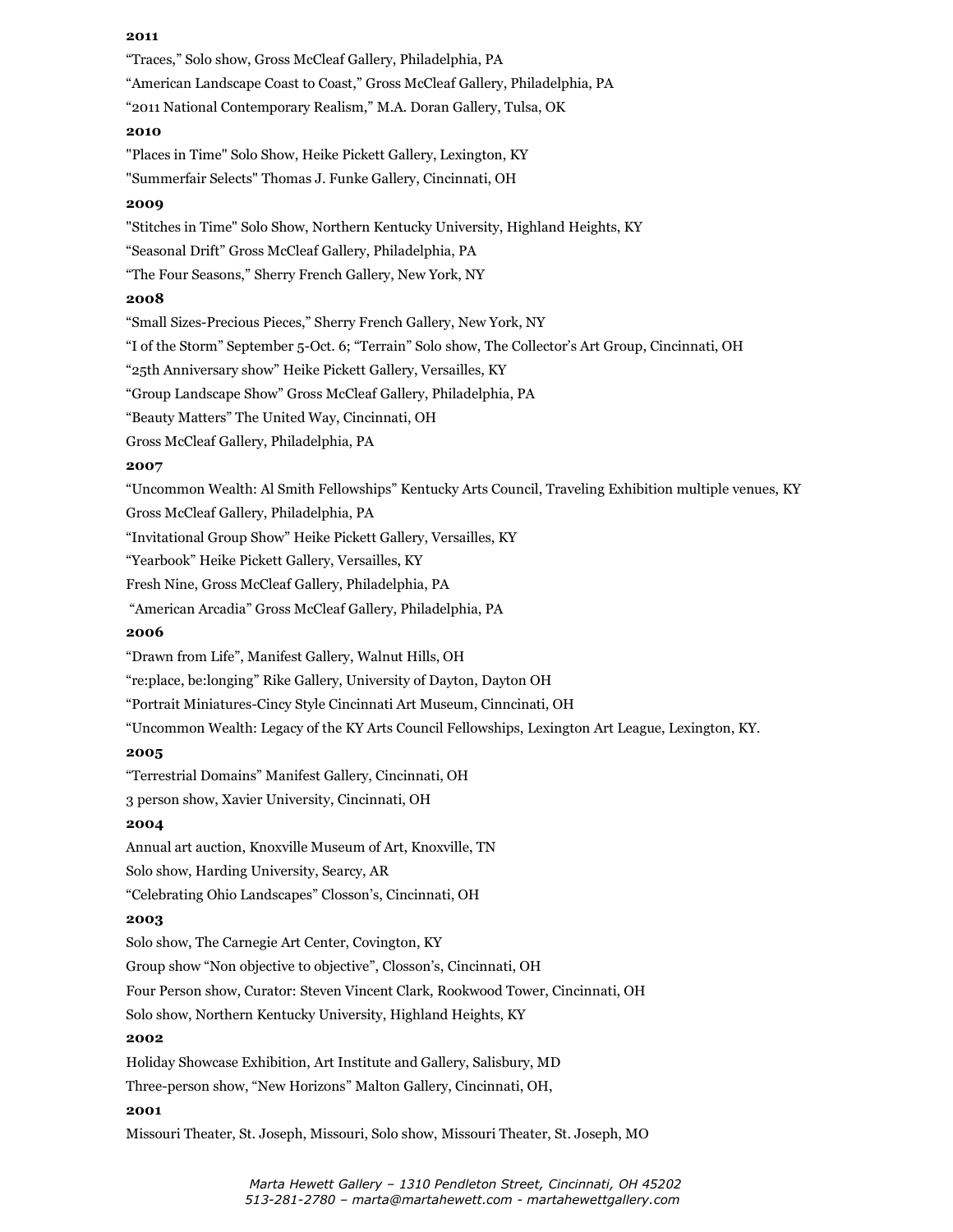**2011**

"Traces," Solo show, Gross McCleaf Gallery, Philadelphia, PA

"American Landscape Coast to Coast," Gross McCleaf Gallery, Philadelphia, PA

"2011 National Contemporary Realism," M.A. Doran Gallery, Tulsa, OK

**2010**

"Places in Time" Solo Show, Heike Pickett Gallery, Lexington, KY

"Summerfair Selects" Thomas J. Funke Gallery, Cincinnati, OH

**2009**

"Stitches in Time" Solo Show, Northern Kentucky University, Highland Heights, KY

"Seasonal Drift" Gross McCleaf Gallery, Philadelphia, PA

"The Four Seasons," Sherry French Gallery, New York, NY

**2008**

"Small Sizes-Precious Pieces," Sherry French Gallery, New York, NY

"I of the Storm" September 5-Oct. 6; "Terrain" Solo show, The Collector's Art Group, Cincinnati, OH

"25th Anniversary show" Heike Pickett Gallery, Versailles, KY

"Group Landscape Show" Gross McCleaf Gallery, Philadelphia, PA

"Beauty Matters" The United Way, Cincinnati, OH

Gross McCleaf Gallery, Philadelphia, PA

**2007**

"Uncommon Wealth: Al Smith Fellowships" Kentucky Arts Council, Traveling Exhibition multiple venues, KY

Gross McCleaf Gallery, Philadelphia, PA

"Invitational Group Show" Heike Pickett Gallery, Versailles, KY

"Yearbook" Heike Pickett Gallery, Versailles, KY

Fresh Nine, Gross McCleaf Gallery, Philadelphia, PA

"American Arcadia" Gross McCleaf Gallery, Philadelphia, PA

**2006**

"Drawn from Life", Manifest Gallery, Walnut Hills, OH

"re:place, be:longing" Rike Gallery, University of Dayton, Dayton OH

"Portrait Miniatures-Cincy Style Cincinnati Art Museum, Cinncinati, OH

"Uncommon Wealth: Legacy of the KY Arts Council Fellowships, Lexington Art League, Lexington, KY.

**2005**

"Terrestrial Domains" Manifest Gallery, Cincinnati, OH

3 person show, Xavier University, Cincinnati, OH

**2004**

Annual art auction, Knoxville Museum of Art, Knoxville, TN

Solo show, Harding University, Searcy, AR

"Celebrating Ohio Landscapes" Closson's, Cincinnati, OH

**2003**

Solo show, The Carnegie Art Center, Covington, KY

Group show "Non objective to objective", Closson's, Cincinnati, OH

Four Person show, Curator: Steven Vincent Clark, Rookwood Tower, Cincinnati, OH

Solo show, Northern Kentucky University, Highland Heights, KY

**2002**

Holiday Showcase Exhibition, Art Institute and Gallery, Salisbury, MD

Three-person show, "New Horizons" Malton Gallery, Cincinnati, OH,

**2001**

Missouri Theater, St. Joseph, Missouri, Solo show, Missouri Theater, St. Joseph, MO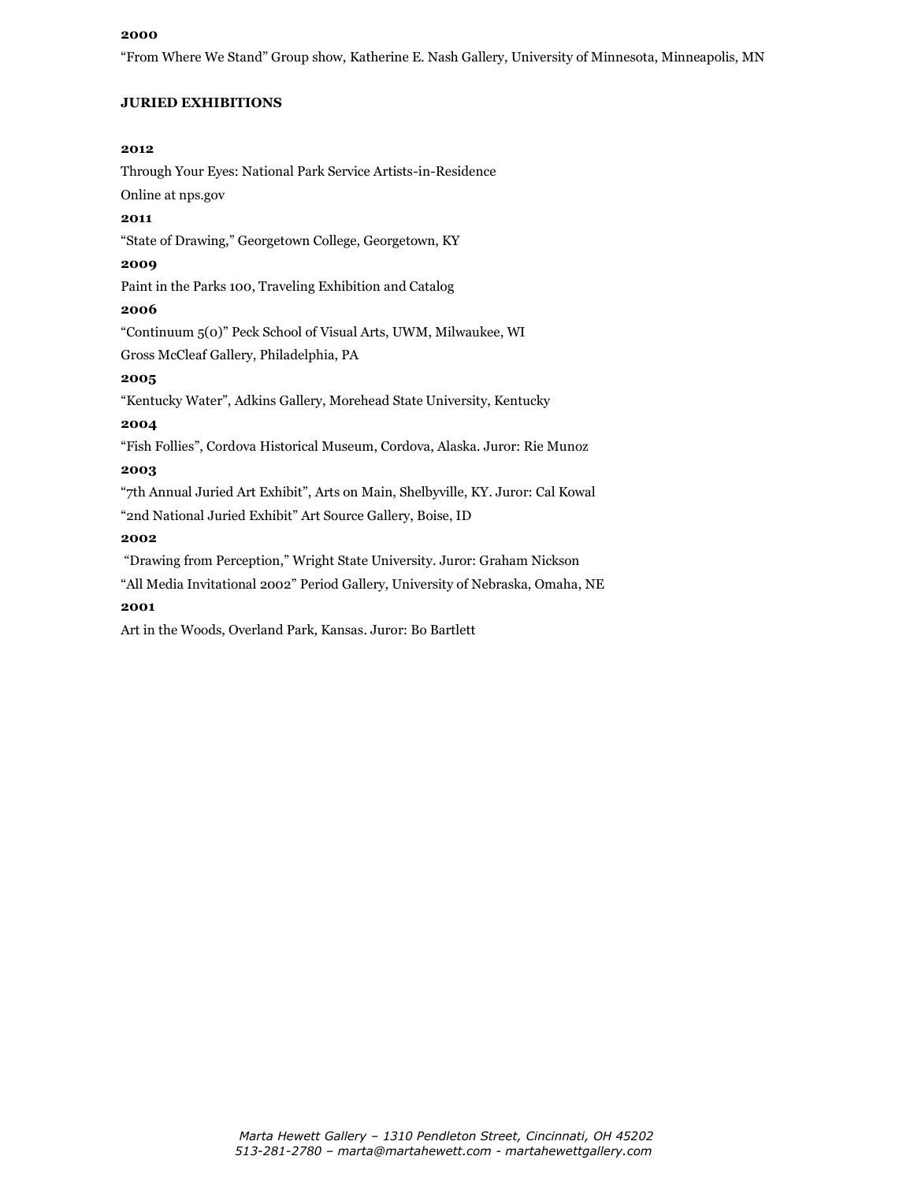**2000**

“From Where We Stand” Group show, Katherine E. Nash Gallery, University of Minnesota, Minneapolis, MN

**JURIED EXHIBITIONS**

**2012**

Through Your Eyes: National Park Service Artists-in-Residence

Online at nps.gov

**2011**

“State of Drawing,” Georgetown College, Georgetown, KY

**2009**

Paint in the Parks 100, Traveling Exhibition and Catalog

**2006**

“Continuum 5(0)” Peck School of Visual Arts, UWM, Milwaukee, WI

Gross McCleaf Gallery, Philadelphia, PA

**2005**

“Kentucky Water”, Adkins Gallery, Morehead State University, Kentucky

**2004**

“Fish Follies”, Cordova Historical Museum, Cordova, Alaska. Juror: Rie Munoz

**2003**

“7th Annual Juried Art Exhibit”, Arts on Main, Shelbyville, KY. Juror: Cal Kowal

“2nd National Juried Exhibit” Art Source Gallery, Boise, ID

**2002**

“Drawing from Perception,” Wright State University. Juror: Graham Nickson

“All Media Invitational 2002” Period Gallery, University of Nebraska, Omaha, NE

**2001**

Art in the Woods, Overland Park, Kansas. Juror: Bo Bartlett